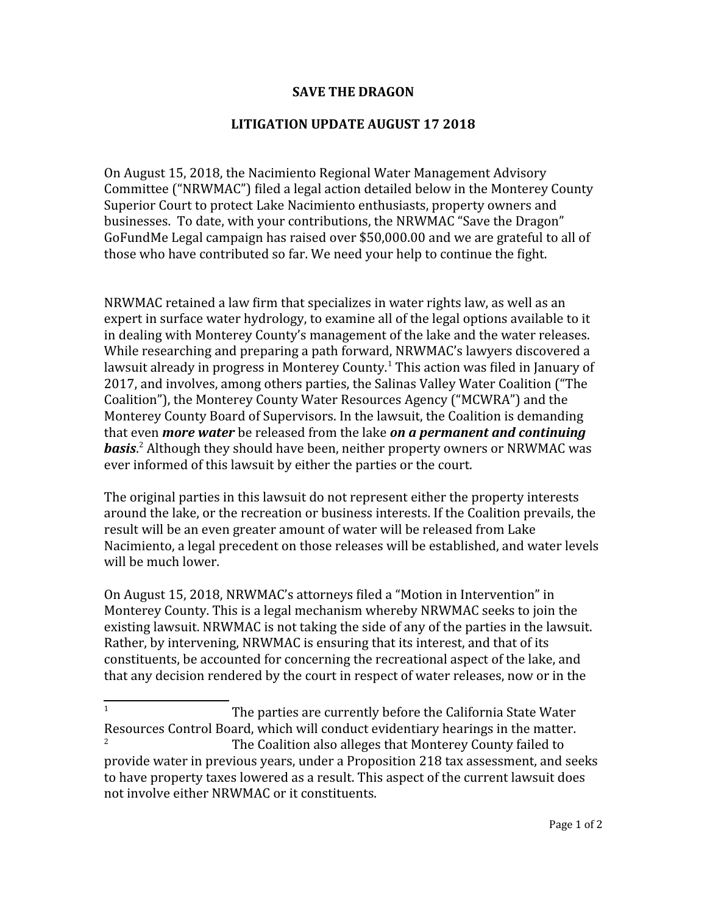# SAVE THE DRAGON

## LITIGATION UPDATE AUGUST 17 2018

On August 15, 2018, the Nacimiento Regional Water Management Advisory Committee ("NRWMAC") filed a legal action detailed below in the Monterey County Superior Court to protect Lake Nacimiento enthusiasts, property owners and businesses. To date, with your contributions, the NRWMAC "Save the Dragon" GoFundMe Legal campaign has raised over $50,000.00 and we are grateful to all of those who have contributed so far. We need your help to continue the fight.

NRWMAC retained a law firm that specializes in water rights law, as well as an expert in surface water hydrology, to examine all of the legal options available to it in dealing with Monterey County's management of the lake and the water releases. While researching and preparing a path forward, NRWMAC's lawyers discovered a lawsuit already in progress in Monterey County.[1] This action was filed in January of 2017, and involves, among others parties, the Salinas Valley Water Coalition ("The Coalition"), the Monterey County Water Resources Agency ("MCWRA") and the Monterey County Board of Supervisors. In the lawsuit, the Coalition is demanding that even ***more water*** be released from the lake ***on a permanent and continuing basis***.[2] Although they should have been, neither property owners or NRWMAC was ever informed of this lawsuit by either the parties or the court.

The original parties in this lawsuit do not represent either the property interests around the lake, or the recreation or business interests. If the Coalition prevails, the result will be an even greater amount of water will be released from Lake Nacimiento, a legal precedent on those releases will be established, and water levels will be much lower.

On August 15, 2018, NRWMAC's attorneys filed a "Motion in Intervention" in Monterey County. This is a legal mechanism whereby NRWMAC seeks to join the existing lawsuit. NRWMAC is not taking the side of any of the parties in the lawsuit. Rather, by intervening, NRWMAC is ensuring that its interest, and that of its constituents, be accounted for concerning the recreational aspect of the lake, and that any decision rendered by the court in respect of water releases, now or in the

---

[1] The parties are currently before the California State Water Resources Control Board, which will conduct evidentiary hearings in the matter.

[2] The Coalition also alleges that Monterey County failed to provide water in previous years, under a Proposition 218 tax assessment, and seeks to have property taxes lowered as a result. This aspect of the current lawsuit does not involve either NRWMAC or it constituents.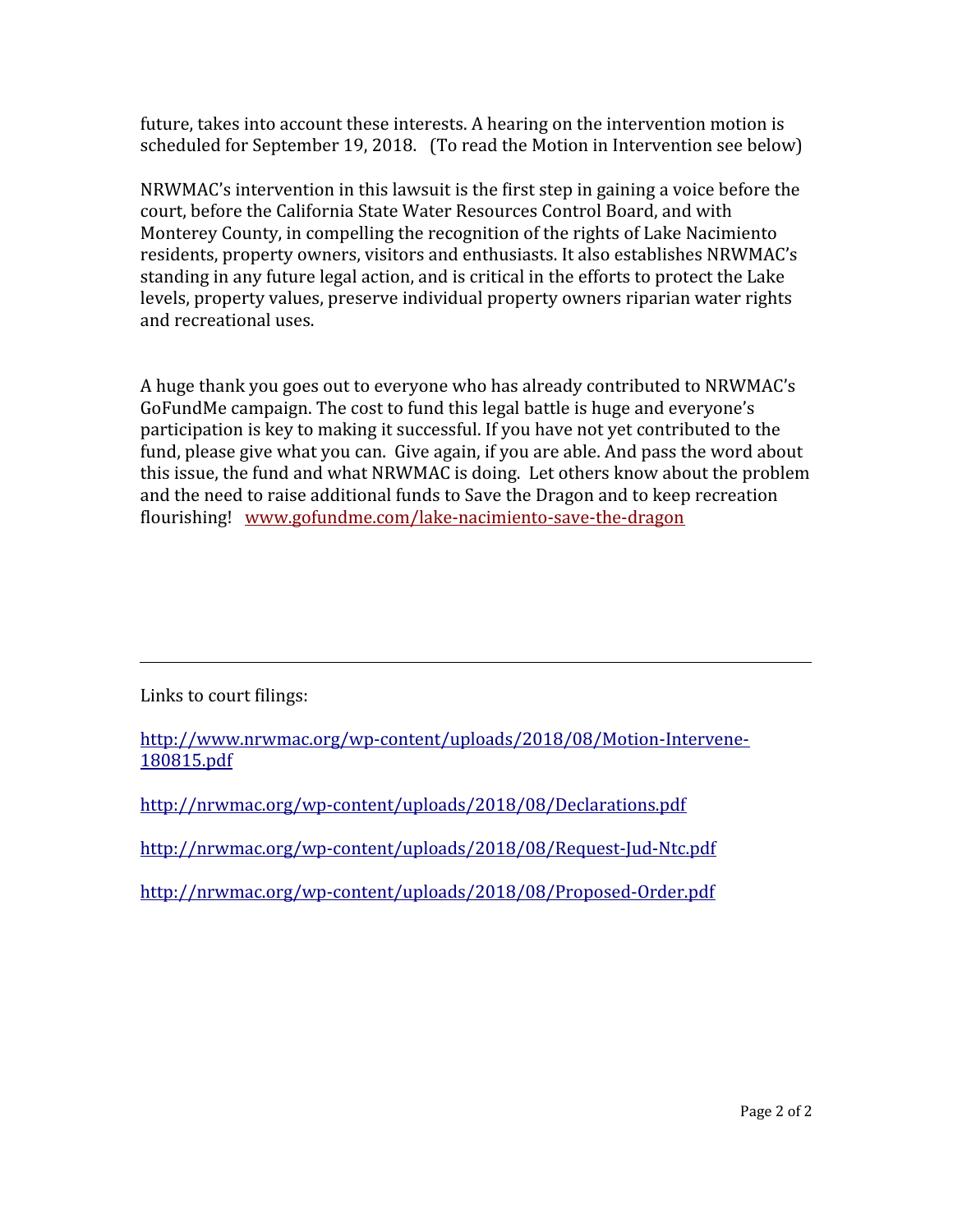future, takes into account these interests. A hearing on the intervention motion is scheduled for September 19, 2018. (To read the Motion in Intervention see below)

NRWMAC's intervention in this lawsuit is the first step in gaining a voice before the court, before the California State Water Resources Control Board, and with Monterey County, in compelling the recognition of the rights of Lake Nacimiento residents, property owners, visitors and enthusiasts. It also establishes NRWMAC's standing in any future legal action, and is critical in the efforts to protect the Lake levels, property values, preserve individual property owners riparian water rights and recreational uses.

A huge thank you goes out to everyone who has already contributed to NRWMAC's GoFundMe campaign. The cost to fund this legal battle is huge and everyone's participation is key to making it successful. If you have not yet contributed to the fund, please give what you can. Give again, if you are able. And pass the word about this issue, the fund and what NRWMAC is doing. Let others know about the problem and the need to raise additional funds to Save the Dragon and to keep recreation flourishing! www.gofundme.com/lake-nacimiento-save-the-dragon

---

Links to court filings:

http://www.nrwmac.org/wp-content/uploads/2018/08/Motion-Intervene-180815.pdf

http://nrwmac.org/wp-content/uploads/2018/08/Declarations.pdf

http://nrwmac.org/wp-content/uploads/2018/08/Request-Jud-Ntc.pdf

http://nrwmac.org/wp-content/uploads/2018/08/Proposed-Order.pdf